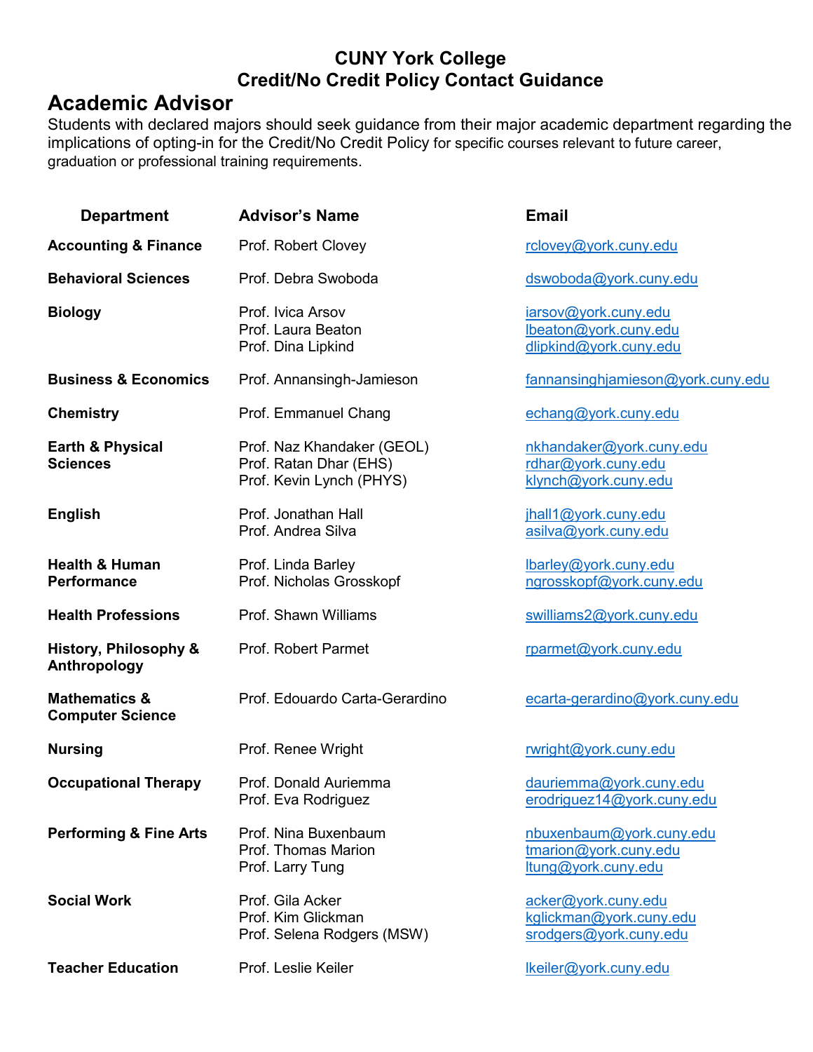# CUNY York College
# Credit/No Credit Policy Contact Guidance

## Academic Advisor

Students with declared majors should seek guidance from their major academic department regarding the implications of opting-in for the Credit/No Credit Policy for specific courses relevant to future career, graduation or professional training requirements.

| Department | Advisor's Name | Email |
|---|---|---|
| **Accounting & Finance** | Prof. Robert Clovey | rclovey@york.cuny.edu |
| **Behavioral Sciences** | Prof. Debra Swoboda | dswoboda@york.cuny.edu |
| **Biology** | Prof. Ivica Arsov<br>Prof. Laura Beaton<br>Prof. Dina Lipkind | iarsov@york.cuny.edu<br>lbeaton@york.cuny.edu<br>dlipkind@york.cuny.edu |
| **Business & Economics** | Prof. Annansingh-Jamieson | fannansinghjamieson@york.cuny.edu |
| **Chemistry** | Prof. Emmanuel Chang | echang@york.cuny.edu |
| **Earth & Physical Sciences** | Prof. Naz Khandaker (GEOL)<br>Prof. Ratan Dhar (EHS)<br>Prof. Kevin Lynch (PHYS) | nkhandaker@york.cuny.edu<br>rdhar@york.cuny.edu<br>klynch@york.cuny.edu |
| **English** | Prof. Jonathan Hall<br>Prof. Andrea Silva | jhall1@york.cuny.edu<br>asilva@york.cuny.edu |
| **Health & Human Performance** | Prof. Linda Barley<br>Prof. Nicholas Grosskopf | lbarley@york.cuny.edu<br>ngrosskopf@york.cuny.edu |
| **Health Professions** | Prof. Shawn Williams | swilliams2@york.cuny.edu |
| **History, Philosophy & Anthropology** | Prof. Robert Parmet | rparmet@york.cuny.edu |
| **Mathematics & Computer Science** | Prof. Edouardo Carta-Gerardino | ecarta-gerardino@york.cuny.edu |
| **Nursing** | Prof. Renee Wright | rwright@york.cuny.edu |
| **Occupational Therapy** | Prof. Donald Auriemma<br>Prof. Eva Rodriguez | dauriemma@york.cuny.edu<br>erodriguez14@york.cuny.edu |
| **Performing & Fine Arts** | Prof. Nina Buxenbaum<br>Prof. Thomas Marion<br>Prof. Larry Tung | nbuxenbaum@york.cuny.edu<br>tmarion@york.cuny.edu<br>ltung@york.cuny.edu |
| **Social Work** | Prof. Gila Acker<br>Prof. Kim Glickman<br>Prof. Selena Rodgers (MSW) | acker@york.cuny.edu<br>kglickman@york.cuny.edu<br>srodgers@york.cuny.edu |
| **Teacher Education** | Prof. Leslie Keiler | lkeiler@york.cuny.edu |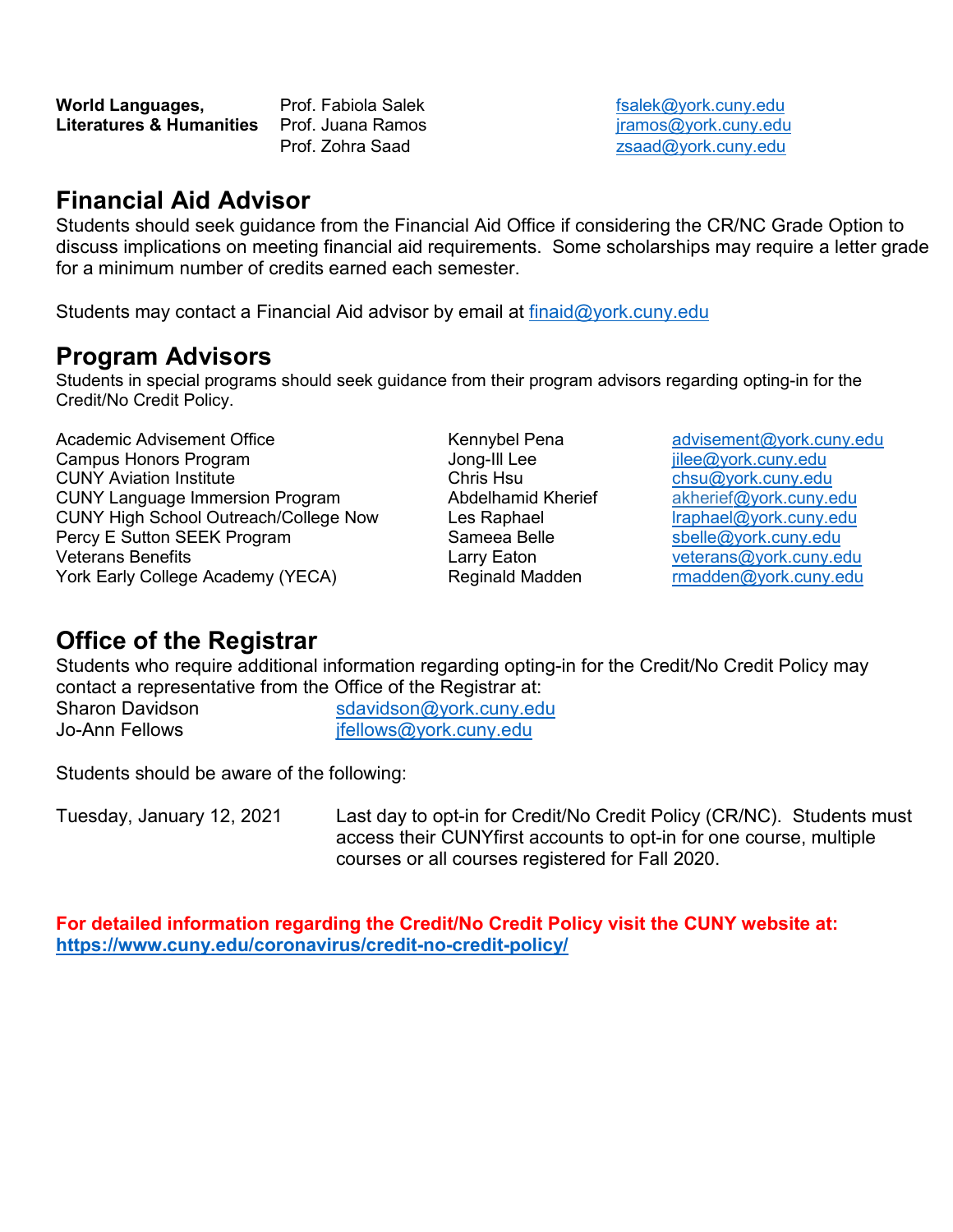| | | |
|---|---|---|
| **World Languages, Literatures & Humanities** | Prof. Fabiola Salek | fsalek@york.cuny.edu |
| | Prof. Juana Ramos | jramos@york.cuny.edu |
| | Prof. Zohra Saad | zsaad@york.cuny.edu |

## Financial Aid Advisor

Students should seek guidance from the Financial Aid Office if considering the CR/NC Grade Option to discuss implications on meeting financial aid requirements. Some scholarships may require a letter grade for a minimum number of credits earned each semester.

Students may contact a Financial Aid advisor by email at finaid@york.cuny.edu

## Program Advisors

Students in special programs should seek guidance from their program advisors regarding opting-in for the Credit/No Credit Policy.

| | | |
|---|---|---|
| Academic Advisement Office | Kennybel Pena | advisement@york.cuny.edu |
| Campus Honors Program | Jong-Ill Lee | jilee@york.cuny.edu |
| CUNY Aviation Institute | Chris Hsu | chsu@york.cuny.edu |
| CUNY Language Immersion Program | Abdelhamid Kherief | akherief@york.cuny.edu |
| CUNY High School Outreach/College Now | Les Raphael | lraphael@york.cuny.edu |
| Percy E Sutton SEEK Program | Sameea Belle | sbelle@york.cuny.edu |
| Veterans Benefits | Larry Eaton | veterans@york.cuny.edu |
| York Early College Academy (YECA) | Reginald Madden | rmadden@york.cuny.edu |

## Office of the Registrar

Students who require additional information regarding opting-in for the Credit/No Credit Policy may contact a representative from the Office of the Registrar at:

| | |
|---|---|
| Sharon Davidson | sdavidson@york.cuny.edu |
| Jo-Ann Fellows | jfellows@york.cuny.edu |

Students should be aware of the following:

| | |
|---|---|
| Tuesday, January 12, 2021 | Last day to opt-in for Credit/No Credit Policy (CR/NC). Students must access their CUNYfirst accounts to opt-in for one course, multiple courses or all courses registered for Fall 2020. |

**For detailed information regarding the Credit/No Credit Policy visit the CUNY website at: https://www.cuny.edu/coronavirus/credit-no-credit-policy/**